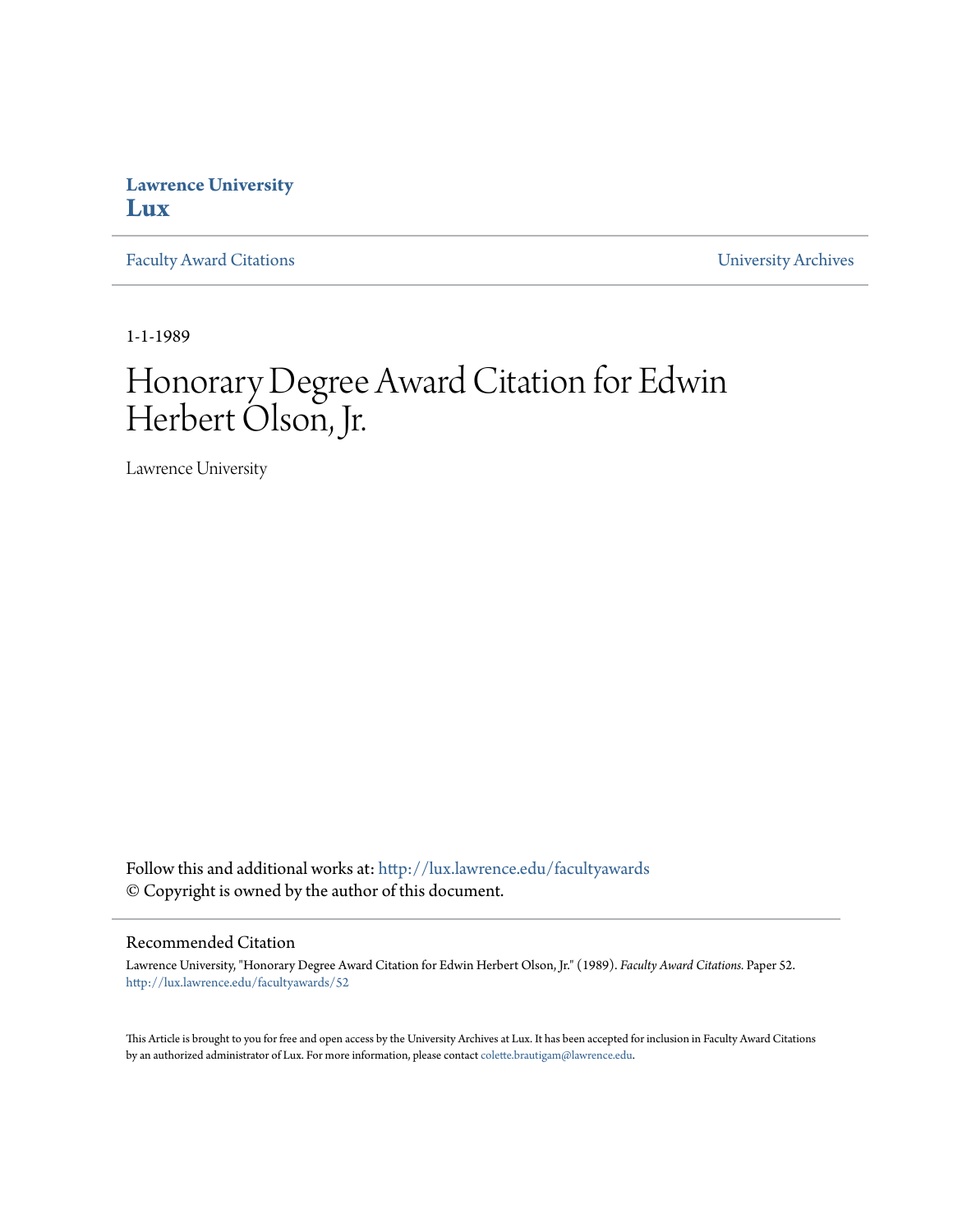Lawrence University
**Lux**

Faculty Award Citations

University Archives

1-1-1989

# Honorary Degree Award Citation for Edwin Herbert Olson, Jr.

Lawrence University

Follow this and additional works at: http://lux.lawrence.edu/facultyawards
© Copyright is owned by the author of this document.

## Recommended Citation

Lawrence University, "Honorary Degree Award Citation for Edwin Herbert Olson, Jr." (1989). *Faculty Award Citations.* Paper 52.
http://lux.lawrence.edu/facultyawards/52

This Article is brought to you for free and open access by the University Archives at Lux. It has been accepted for inclusion in Faculty Award Citations by an authorized administrator of Lux. For more information, please contact colette.brautigam@lawrence.edu.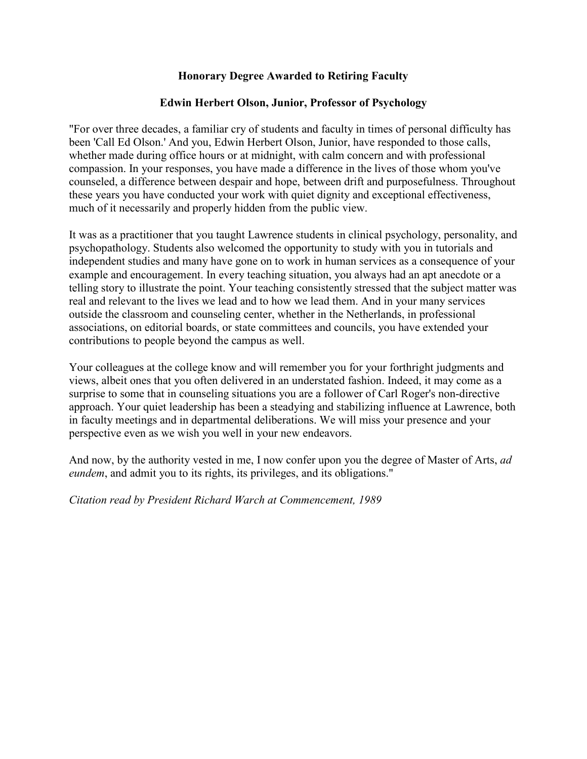**Honorary Degree Awarded to Retiring Faculty**

**Edwin Herbert Olson, Junior, Professor of Psychology**

"For over three decades, a familiar cry of students and faculty in times of personal difficulty has been 'Call Ed Olson.' And you, Edwin Herbert Olson, Junior, have responded to those calls, whether made during office hours or at midnight, with calm concern and with professional compassion. In your responses, you have made a difference in the lives of those whom you've counseled, a difference between despair and hope, between drift and purposefulness. Throughout these years you have conducted your work with quiet dignity and exceptional effectiveness, much of it necessarily and properly hidden from the public view.

It was as a practitioner that you taught Lawrence students in clinical psychology, personality, and psychopathology. Students also welcomed the opportunity to study with you in tutorials and independent studies and many have gone on to work in human services as a consequence of your example and encouragement. In every teaching situation, you always had an apt anecdote or a telling story to illustrate the point. Your teaching consistently stressed that the subject matter was real and relevant to the lives we lead and to how we lead them. And in your many services outside the classroom and counseling center, whether in the Netherlands, in professional associations, on editorial boards, or state committees and councils, you have extended your contributions to people beyond the campus as well.

Your colleagues at the college know and will remember you for your forthright judgments and views, albeit ones that you often delivered in an understated fashion. Indeed, it may come as a surprise to some that in counseling situations you are a follower of Carl Roger's non-directive approach. Your quiet leadership has been a steadying and stabilizing influence at Lawrence, both in faculty meetings and in departmental deliberations. We will miss your presence and your perspective even as we wish you well in your new endeavors.

And now, by the authority vested in me, I now confer upon you the degree of Master of Arts, *ad eundem*, and admit you to its rights, its privileges, and its obligations."

*Citation read by President Richard Warch at Commencement, 1989*